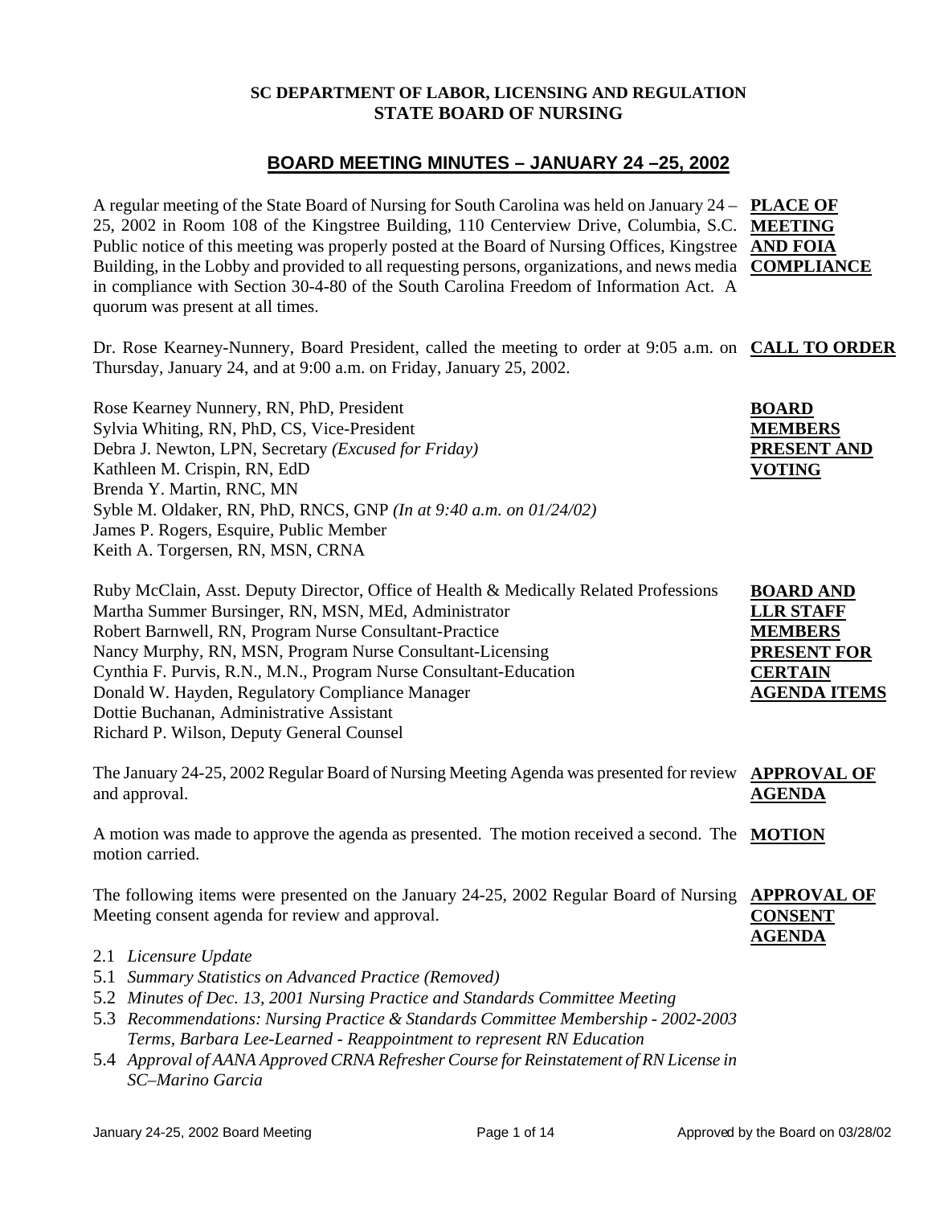**SC DEPARTMENT OF LABOR, LICENSING AND REGULATION**
**STATE BOARD OF NURSING**

# BOARD MEETING MINUTES – JANUARY 24 –25, 2002

**PLACE OF MEETING AND FOIA COMPLIANCE**

A regular meeting of the State Board of Nursing for South Carolina was held on January 24 – 25, 2002 in Room 108 of the Kingstree Building, 110 Centerview Drive, Columbia, S.C. Public notice of this meeting was properly posted at the Board of Nursing Offices, Kingstree Building, in the Lobby and provided to all requesting persons, organizations, and news media in compliance with Section 30-4-80 of the South Carolina Freedom of Information Act. A quorum was present at all times.

**CALL TO ORDER**

Dr. Rose Kearney-Nunnery, Board President, called the meeting to order at 9:05 a.m. on Thursday, January 24, and at 9:00 a.m. on Friday, January 25, 2002.

**BOARD MEMBERS PRESENT AND VOTING**

Rose Kearney Nunnery, RN, PhD, President
Sylvia Whiting, RN, PhD, CS, Vice-President
Debra J. Newton, LPN, Secretary *(Excused for Friday)*
Kathleen M. Crispin, RN, EdD
Brenda Y. Martin, RNC, MN
Syble M. Oldaker, RN, PhD, RNCS, GNP *(In at 9:40 a.m. on 01/24/02)*
James P. Rogers, Esquire, Public Member
Keith A. Torgersen, RN, MSN, CRNA

**BOARD AND LLR STAFF MEMBERS PRESENT FOR CERTAIN AGENDA ITEMS**

Ruby McClain, Asst. Deputy Director, Office of Health & Medically Related Professions
Martha Summer Bursinger, RN, MSN, MEd, Administrator
Robert Barnwell, RN, Program Nurse Consultant-Practice
Nancy Murphy, RN, MSN, Program Nurse Consultant-Licensing
Cynthia F. Purvis, R.N., M.N., Program Nurse Consultant-Education
Donald W. Hayden, Regulatory Compliance Manager
Dottie Buchanan, Administrative Assistant
Richard P. Wilson, Deputy General Counsel

**APPROVAL OF AGENDA**

The January 24-25, 2002 Regular Board of Nursing Meeting Agenda was presented for review and approval.

**MOTION**

A motion was made to approve the agenda as presented. The motion received a second. The motion carried.

**APPROVAL OF CONSENT AGENDA**

The following items were presented on the January 24-25, 2002 Regular Board of Nursing Meeting consent agenda for review and approval.

- 2.1 *Licensure Update*
- 5.1 *Summary Statistics on Advanced Practice (Removed)*
- 5.2 *Minutes of Dec. 13, 2001 Nursing Practice and Standards Committee Meeting*
- 5.3 *Recommendations: Nursing Practice & Standards Committee Membership - 2002-2003 Terms, Barbara Lee-Learned - Reappointment to represent RN Education*
- 5.4 *Approval of AANA Approved CRNA Refresher Course for Reinstatement of RN License in SC–Marino Garcia*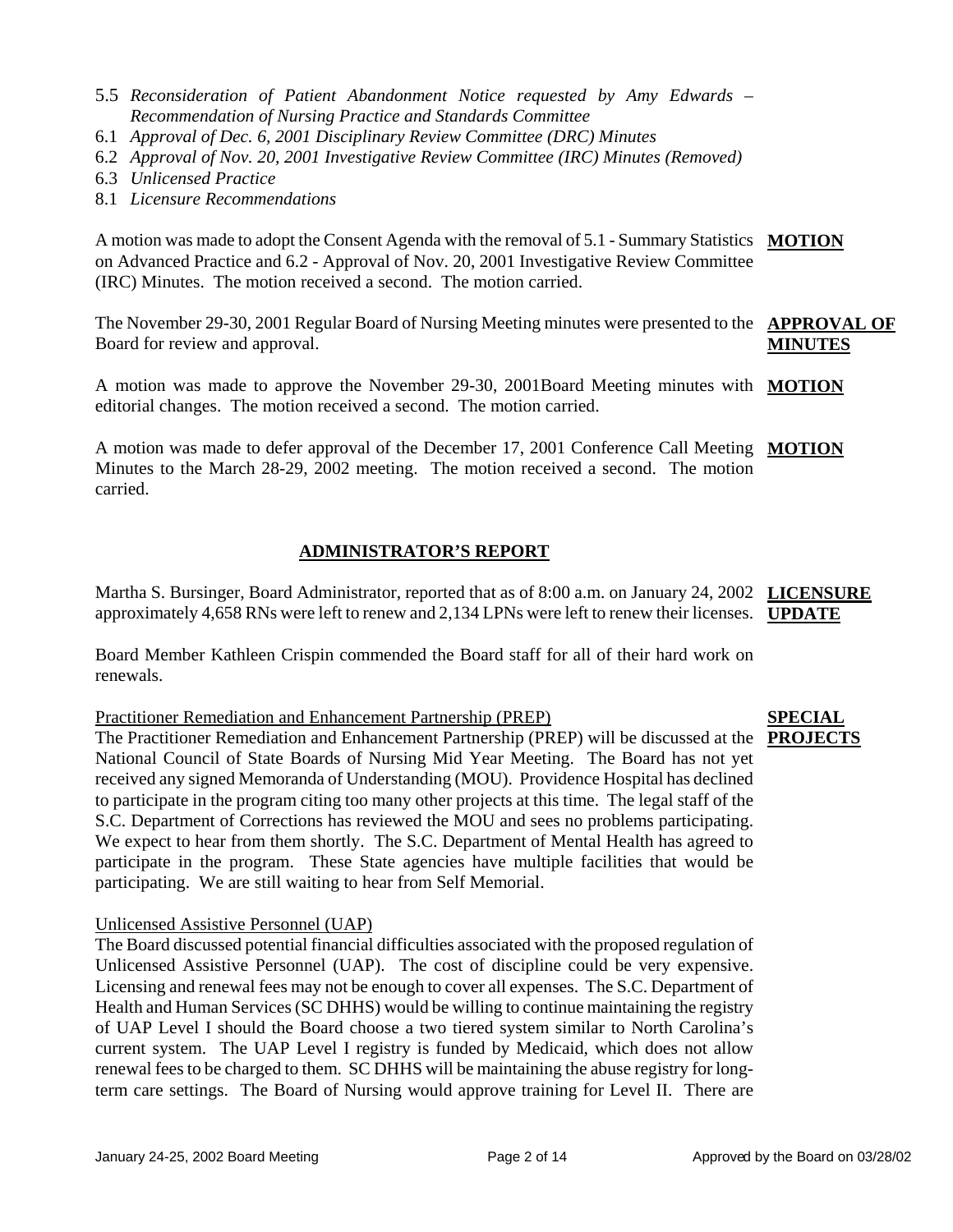5.5 *Reconsideration of Patient Abandonment Notice requested by Amy Edwards – Recommendation of Nursing Practice and Standards Committee*
6.1 *Approval of Dec. 6, 2001 Disciplinary Review Committee (DRC) Minutes*
6.2 *Approval of Nov. 20, 2001 Investigative Review Committee (IRC) Minutes (Removed)*
6.3 *Unlicensed Practice*
8.1 *Licensure Recommendations*

**MOTION**

A motion was made to adopt the Consent Agenda with the removal of 5.1 - Summary Statistics on Advanced Practice and 6.2 - Approval of Nov. 20, 2001 Investigative Review Committee (IRC) Minutes. The motion received a second. The motion carried.

**APPROVAL OF MINUTES**

The November 29-30, 2001 Regular Board of Nursing Meeting minutes were presented to the Board for review and approval.

**MOTION**

A motion was made to approve the November 29-30, 2001Board Meeting minutes with editorial changes. The motion received a second. The motion carried.

**MOTION**

A motion was made to defer approval of the December 17, 2001 Conference Call Meeting Minutes to the March 28-29, 2002 meeting. The motion received a second. The motion carried.

## ADMINISTRATOR'S REPORT

**LICENSURE UPDATE**

Martha S. Bursinger, Board Administrator, reported that as of 8:00 a.m. on January 24, 2002 approximately 4,658 RNs were left to renew and 2,134 LPNs were left to renew their licenses.

Board Member Kathleen Crispin commended the Board staff for all of their hard work on renewals.

**SPECIAL PROJECTS**

Practitioner Remediation and Enhancement Partnership (PREP)

The Practitioner Remediation and Enhancement Partnership (PREP) will be discussed at the National Council of State Boards of Nursing Mid Year Meeting. The Board has not yet received any signed Memoranda of Understanding (MOU). Providence Hospital has declined to participate in the program citing too many other projects at this time. The legal staff of the S.C. Department of Corrections has reviewed the MOU and sees no problems participating. We expect to hear from them shortly. The S.C. Department of Mental Health has agreed to participate in the program. These State agencies have multiple facilities that would be participating. We are still waiting to hear from Self Memorial.

Unlicensed Assistive Personnel (UAP)

The Board discussed potential financial difficulties associated with the proposed regulation of Unlicensed Assistive Personnel (UAP). The cost of discipline could be very expensive. Licensing and renewal fees may not be enough to cover all expenses. The S.C. Department of Health and Human Services (SC DHHS) would be willing to continue maintaining the registry of UAP Level I should the Board choose a two tiered system similar to North Carolina's current system. The UAP Level I registry is funded by Medicaid, which does not allow renewal fees to be charged to them. SC DHHS will be maintaining the abuse registry for long-term care settings. The Board of Nursing would approve training for Level II. There are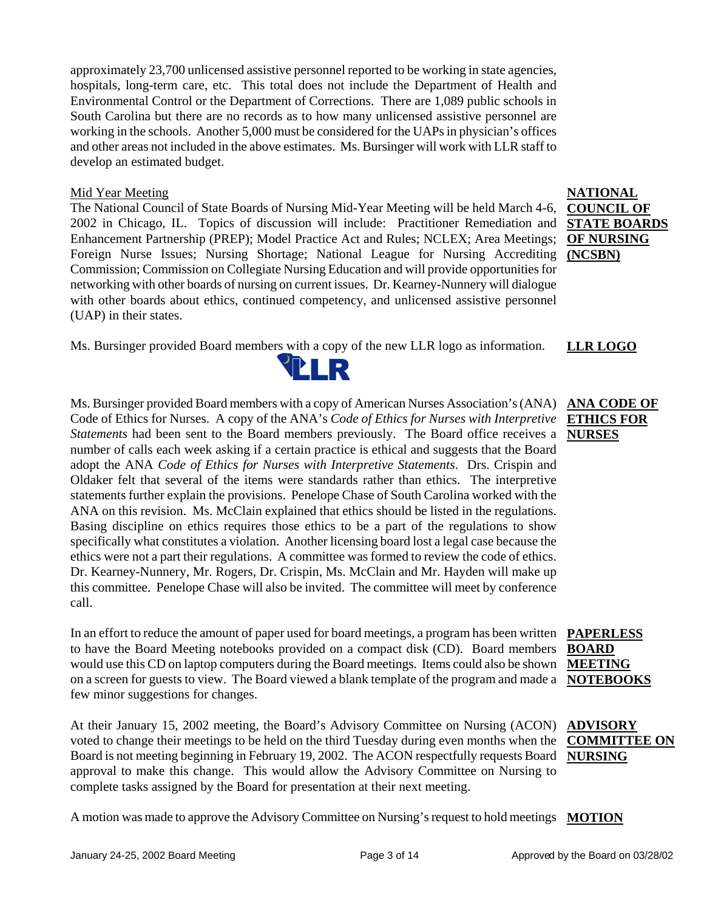approximately 23,700 unlicensed assistive personnel reported to be working in state agencies, hospitals, long-term care, etc. This total does not include the Department of Health and Environmental Control or the Department of Corrections. There are 1,089 public schools in South Carolina but there are no records as to how many unlicensed assistive personnel are working in the schools. Another 5,000 must be considered for the UAPs in physician's offices and other areas not included in the above estimates. Ms. Bursinger will work with LLR staff to develop an estimated budget.

**NATIONAL COUNCIL OF STATE BOARDS OF NURSING (NCSBN)**

Mid Year Meeting

The National Council of State Boards of Nursing Mid-Year Meeting will be held March 4-6, 2002 in Chicago, IL. Topics of discussion will include: Practitioner Remediation and Enhancement Partnership (PREP); Model Practice Act and Rules; NCLEX; Area Meetings; Foreign Nurse Issues; Nursing Shortage; National League for Nursing Accrediting Commission; Commission on Collegiate Nursing Education and will provide opportunities for networking with other boards of nursing on current issues. Dr. Kearney-Nunnery will dialogue with other boards about ethics, continued competency, and unlicensed assistive personnel (UAP) in their states.

**LLR LOGO**

Ms. Bursinger provided Board members with a copy of the new LLR logo as information.

**ANA CODE OF ETHICS FOR NURSES**

Ms. Bursinger provided Board members with a copy of American Nurses Association's (ANA) Code of Ethics for Nurses. A copy of the ANA's *Code of Ethics for Nurses with Interpretive Statements* had been sent to the Board members previously. The Board office receives a number of calls each week asking if a certain practice is ethical and suggests that the Board adopt the ANA *Code of Ethics for Nurses with Interpretive Statements*. Drs. Crispin and Oldaker felt that several of the items were standards rather than ethics. The interpretive statements further explain the provisions. Penelope Chase of South Carolina worked with the ANA on this revision. Ms. McClain explained that ethics should be listed in the regulations. Basing discipline on ethics requires those ethics to be a part of the regulations to show specifically what constitutes a violation. Another licensing board lost a legal case because the ethics were not a part their regulations. A committee was formed to review the code of ethics. Dr. Kearney-Nunnery, Mr. Rogers, Dr. Crispin, Ms. McClain and Mr. Hayden will make up this committee. Penelope Chase will also be invited. The committee will meet by conference call.

**PAPERLESS BOARD MEETING NOTEBOOKS**

In an effort to reduce the amount of paper used for board meetings, a program has been written to have the Board Meeting notebooks provided on a compact disk (CD). Board members would use this CD on laptop computers during the Board meetings. Items could also be shown on a screen for guests to view. The Board viewed a blank template of the program and made a few minor suggestions for changes.

**ADVISORY COMMITTEE ON NURSING**

At their January 15, 2002 meeting, the Board's Advisory Committee on Nursing (ACON) voted to change their meetings to be held on the third Tuesday during even months when the Board is not meeting beginning in February 19, 2002. The ACON respectfully requests Board approval to make this change. This would allow the Advisory Committee on Nursing to complete tasks assigned by the Board for presentation at their next meeting.

**MOTION**

A motion was made to approve the Advisory Committee on Nursing's request to hold meetings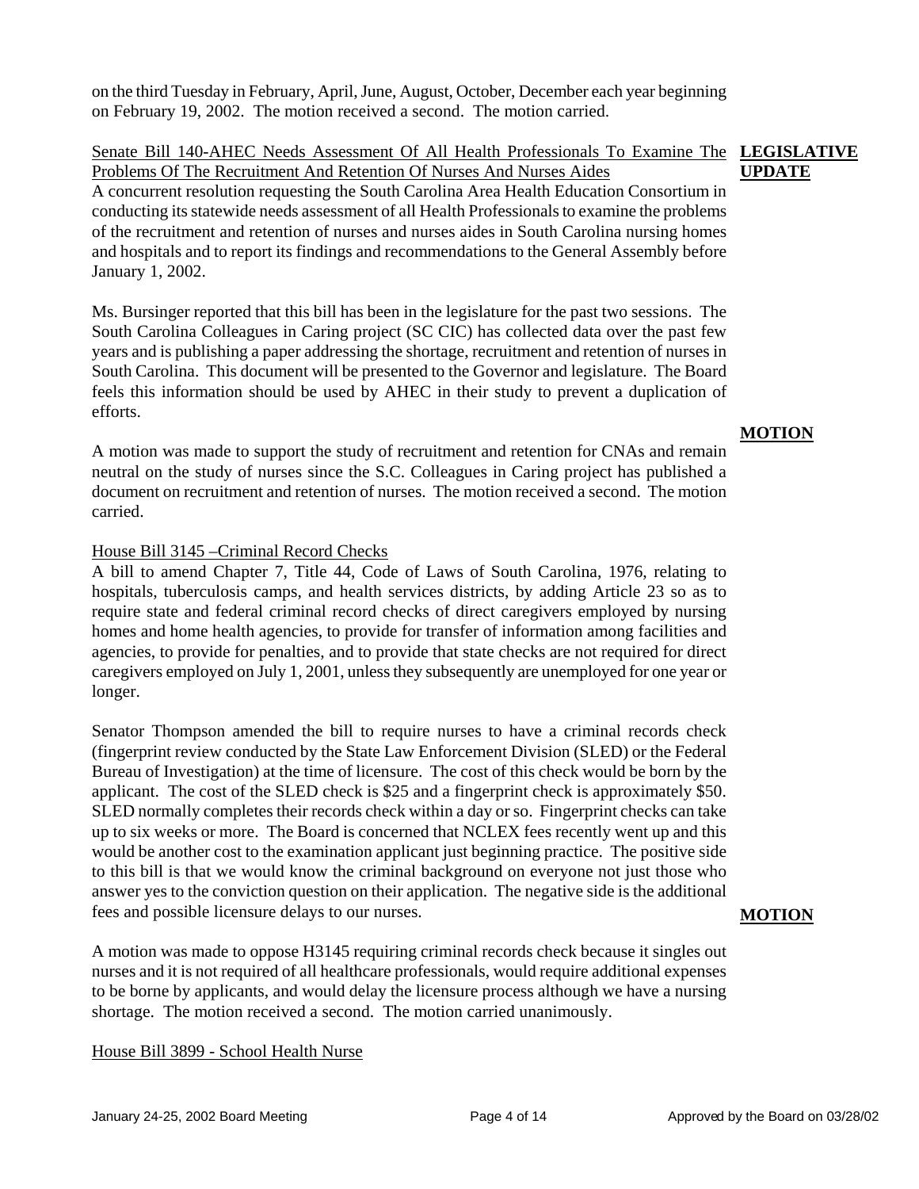on the third Tuesday in February, April, June, August, October, December each year beginning on February 19, 2002. The motion received a second. The motion carried.

**LEGISLATIVE UPDATE**

Senate Bill 140-AHEC Needs Assessment Of All Health Professionals To Examine The Problems Of The Recruitment And Retention Of Nurses And Nurses Aides

A concurrent resolution requesting the South Carolina Area Health Education Consortium in conducting its statewide needs assessment of all Health Professionals to examine the problems of the recruitment and retention of nurses and nurses aides in South Carolina nursing homes and hospitals and to report its findings and recommendations to the General Assembly before January 1, 2002.

Ms. Bursinger reported that this bill has been in the legislature for the past two sessions. The South Carolina Colleagues in Caring project (SC CIC) has collected data over the past few years and is publishing a paper addressing the shortage, recruitment and retention of nurses in South Carolina. This document will be presented to the Governor and legislature. The Board feels this information should be used by AHEC in their study to prevent a duplication of efforts.

**MOTION**

A motion was made to support the study of recruitment and retention for CNAs and remain neutral on the study of nurses since the S.C. Colleagues in Caring project has published a document on recruitment and retention of nurses. The motion received a second. The motion carried.

House Bill 3145 –Criminal Record Checks

A bill to amend Chapter 7, Title 44, Code of Laws of South Carolina, 1976, relating to hospitals, tuberculosis camps, and health services districts, by adding Article 23 so as to require state and federal criminal record checks of direct caregivers employed by nursing homes and home health agencies, to provide for transfer of information among facilities and agencies, to provide for penalties, and to provide that state checks are not required for direct caregivers employed on July 1, 2001, unless they subsequently are unemployed for one year or longer.

Senator Thompson amended the bill to require nurses to have a criminal records check (fingerprint review conducted by the State Law Enforcement Division (SLED) or the Federal Bureau of Investigation) at the time of licensure. The cost of this check would be born by the applicant. The cost of the SLED check is $25 and a fingerprint check is approximately $50. SLED normally completes their records check within a day or so. Fingerprint checks can take up to six weeks or more. The Board is concerned that NCLEX fees recently went up and this would be another cost to the examination applicant just beginning practice. The positive side to this bill is that we would know the criminal background on everyone not just those who answer yes to the conviction question on their application. The negative side is the additional fees and possible licensure delays to our nurses.

**MOTION**

A motion was made to oppose H3145 requiring criminal records check because it singles out nurses and it is not required of all healthcare professionals, would require additional expenses to be borne by applicants, and would delay the licensure process although we have a nursing shortage. The motion received a second. The motion carried unanimously.

House Bill 3899 - School Health Nurse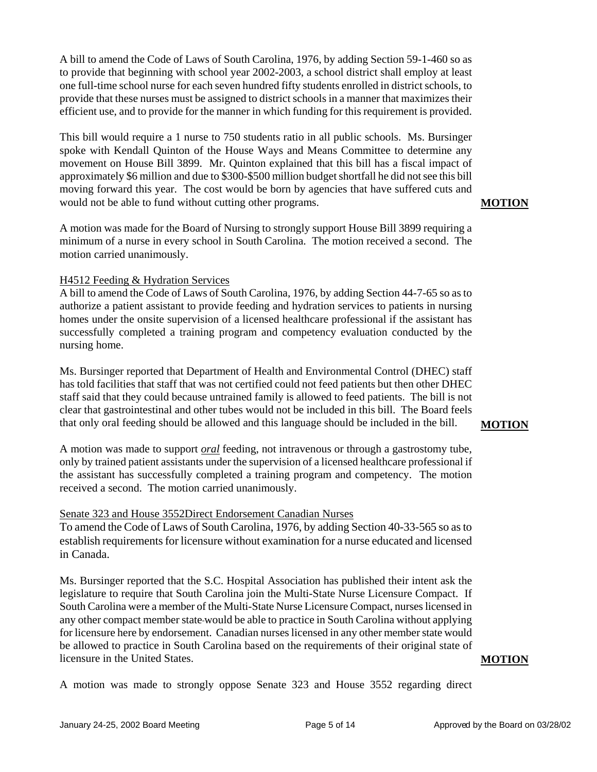A bill to amend the Code of Laws of South Carolina, 1976, by adding Section 59-1-460 so as to provide that beginning with school year 2002-2003, a school district shall employ at least one full-time school nurse for each seven hundred fifty students enrolled in district schools, to provide that these nurses must be assigned to district schools in a manner that maximizes their efficient use, and to provide for the manner in which funding for this requirement is provided.

This bill would require a 1 nurse to 750 students ratio in all public schools. Ms. Bursinger spoke with Kendall Quinton of the House Ways and Means Committee to determine any movement on House Bill 3899. Mr. Quinton explained that this bill has a fiscal impact of approximately $6 million and due to $300-$500 million budget shortfall he did not see this bill moving forward this year. The cost would be born by agencies that have suffered cuts and would not be able to fund without cutting other programs.

**MOTION**

A motion was made for the Board of Nursing to strongly support House Bill 3899 requiring a minimum of a nurse in every school in South Carolina. The motion received a second. The motion carried unanimously.

H4512 Feeding & Hydration Services

A bill to amend the Code of Laws of South Carolina, 1976, by adding Section 44-7-65 so as to authorize a patient assistant to provide feeding and hydration services to patients in nursing homes under the onsite supervision of a licensed healthcare professional if the assistant has successfully completed a training program and competency evaluation conducted by the nursing home.

Ms. Bursinger reported that Department of Health and Environmental Control (DHEC) staff has told facilities that staff that was not certified could not feed patients but then other DHEC staff said that they could because untrained family is allowed to feed patients. The bill is not clear that gastrointestinal and other tubes would not be included in this bill. The Board feels that only oral feeding should be allowed and this language should be included in the bill.

**MOTION**

A motion was made to support ***oral*** feeding, not intravenous or through a gastrostomy tube, only by trained patient assistants under the supervision of a licensed healthcare professional if the assistant has successfully completed a training program and competency. The motion received a second. The motion carried unanimously.

Senate 323 and House 3552Direct Endorsement Canadian Nurses

To amend the Code of Laws of South Carolina, 1976, by adding Section 40-33-565 so as to establish requirements for licensure without examination for a nurse educated and licensed in Canada.

Ms. Bursinger reported that the S.C. Hospital Association has published their intent ask the legislature to require that South Carolina join the Multi-State Nurse Licensure Compact. If South Carolina were a member of the Multi-State Nurse Licensure Compact, nurses licensed in any other compact member state would be able to practice in South Carolina without applying for licensure here by endorsement. Canadian nurses licensed in any other member state would be allowed to practice in South Carolina based on the requirements of their original state of licensure in the United States.

**MOTION**

A motion was made to strongly oppose Senate 323 and House 3552 regarding direct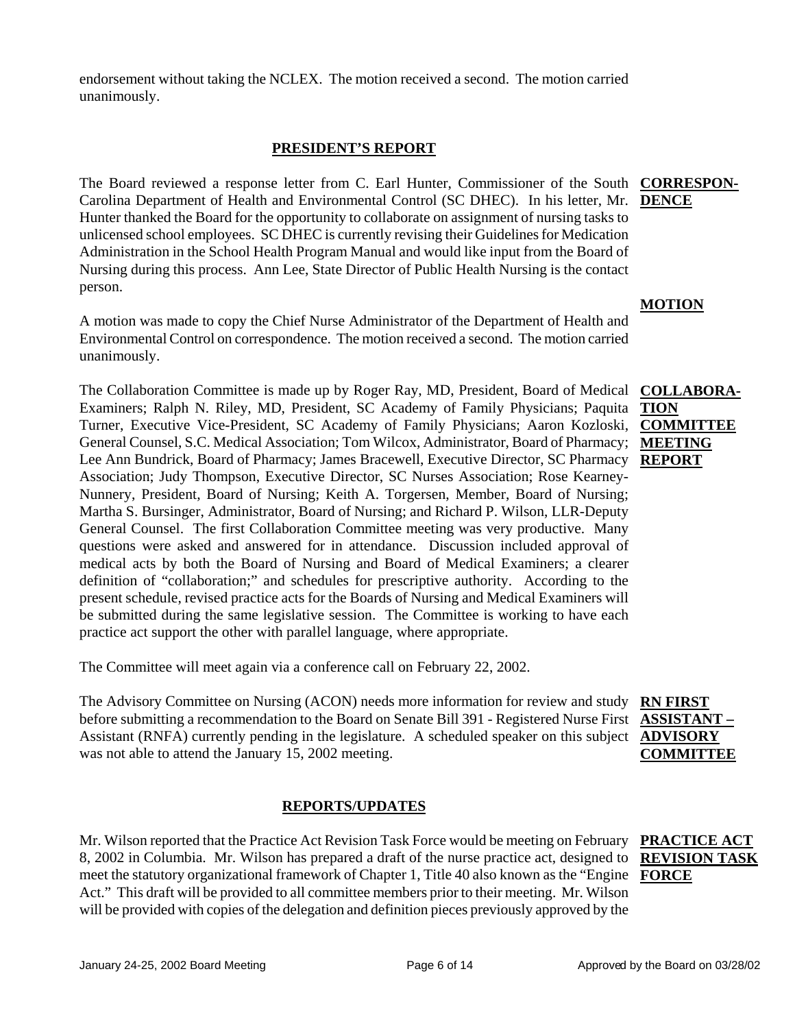endorsement without taking the NCLEX. The motion received a second. The motion carried unanimously.

## PRESIDENT'S REPORT

**CORRESPONDENCE**

The Board reviewed a response letter from C. Earl Hunter, Commissioner of the South Carolina Department of Health and Environmental Control (SC DHEC). In his letter, Mr. Hunter thanked the Board for the opportunity to collaborate on assignment of nursing tasks to unlicensed school employees. SC DHEC is currently revising their Guidelines for Medication Administration in the School Health Program Manual and would like input from the Board of Nursing during this process. Ann Lee, State Director of Public Health Nursing is the contact person.

**MOTION**

A motion was made to copy the Chief Nurse Administrator of the Department of Health and Environmental Control on correspondence. The motion received a second. The motion carried unanimously.

**COLLABORATION COMMITTEE MEETING REPORT**

The Collaboration Committee is made up by Roger Ray, MD, President, Board of Medical Examiners; Ralph N. Riley, MD, President, SC Academy of Family Physicians; Paquita Turner, Executive Vice-President, SC Academy of Family Physicians; Aaron Kozloski, General Counsel, S.C. Medical Association; Tom Wilcox, Administrator, Board of Pharmacy; Lee Ann Bundrick, Board of Pharmacy; James Bracewell, Executive Director, SC Pharmacy Association; Judy Thompson, Executive Director, SC Nurses Association; Rose Kearney-Nunnery, President, Board of Nursing; Keith A. Torgersen, Member, Board of Nursing; Martha S. Bursinger, Administrator, Board of Nursing; and Richard P. Wilson, LLR-Deputy General Counsel. The first Collaboration Committee meeting was very productive. Many questions were asked and answered for in attendance. Discussion included approval of medical acts by both the Board of Nursing and Board of Medical Examiners; a clearer definition of "collaboration;" and schedules for prescriptive authority. According to the present schedule, revised practice acts for the Boards of Nursing and Medical Examiners will be submitted during the same legislative session. The Committee is working to have each practice act support the other with parallel language, where appropriate.

The Committee will meet again via a conference call on February 22, 2002.

**RN FIRST ASSISTANT – ADVISORY COMMITTEE**

The Advisory Committee on Nursing (ACON) needs more information for review and study before submitting a recommendation to the Board on Senate Bill 391 - Registered Nurse First Assistant (RNFA) currently pending in the legislature. A scheduled speaker on this subject was not able to attend the January 15, 2002 meeting.

## REPORTS/UPDATES

**PRACTICE ACT REVISION TASK FORCE**

Mr. Wilson reported that the Practice Act Revision Task Force would be meeting on February 8, 2002 in Columbia. Mr. Wilson has prepared a draft of the nurse practice act, designed to meet the statutory organizational framework of Chapter 1, Title 40 also known as the "Engine Act." This draft will be provided to all committee members prior to their meeting. Mr. Wilson will be provided with copies of the delegation and definition pieces previously approved by the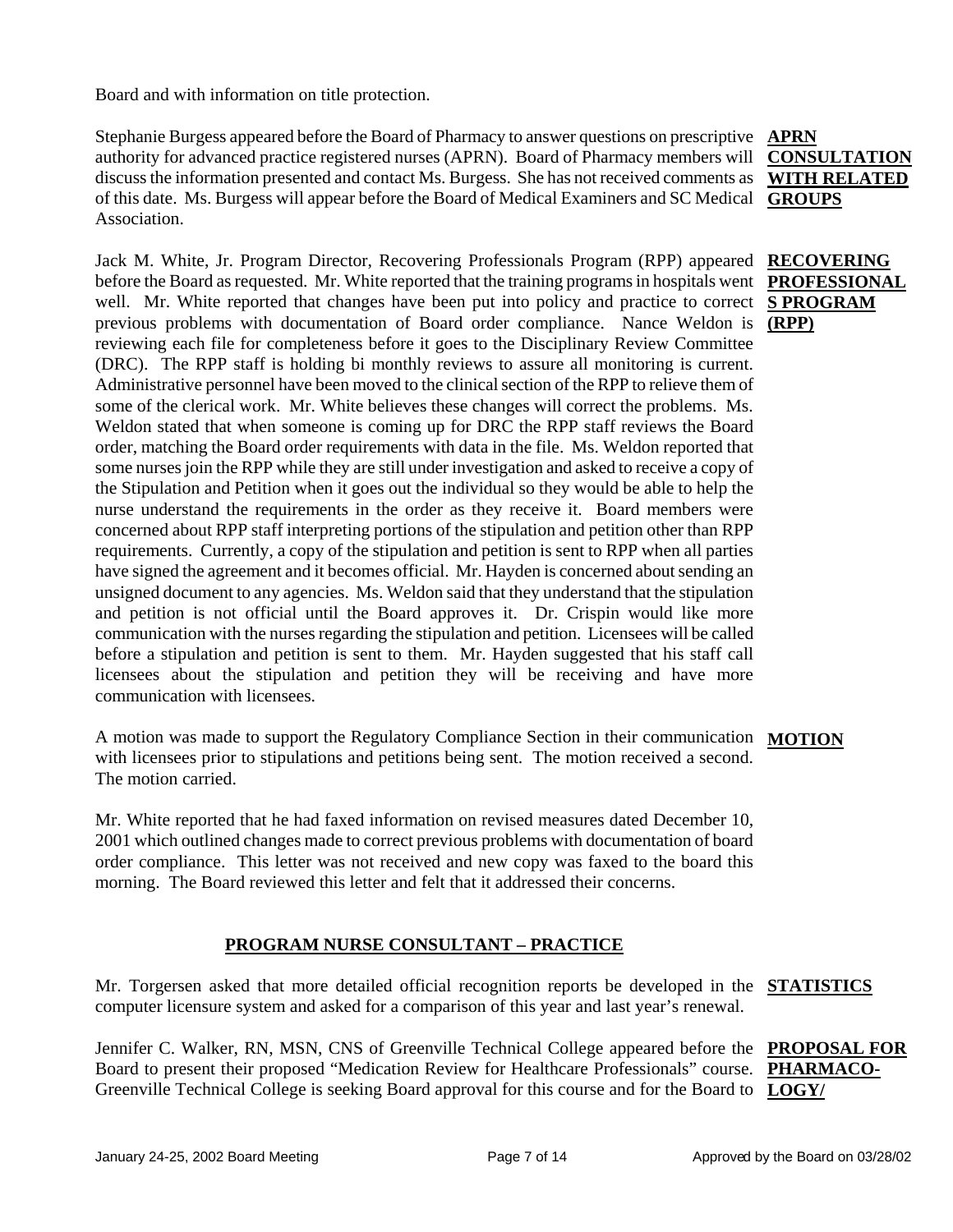Board and with information on title protection.

**APRN CONSULTATION WITH RELATED GROUPS**

Stephanie Burgess appeared before the Board of Pharmacy to answer questions on prescriptive authority for advanced practice registered nurses (APRN). Board of Pharmacy members will discuss the information presented and contact Ms. Burgess. She has not received comments as of this date. Ms. Burgess will appear before the Board of Medical Examiners and SC Medical Association.

**RECOVERING PROFESSIONALS PROGRAM (RPP)**

Jack M. White, Jr. Program Director, Recovering Professionals Program (RPP) appeared before the Board as requested. Mr. White reported that the training programs in hospitals went well. Mr. White reported that changes have been put into policy and practice to correct previous problems with documentation of Board order compliance. Nance Weldon is reviewing each file for completeness before it goes to the Disciplinary Review Committee (DRC). The RPP staff is holding bi monthly reviews to assure all monitoring is current. Administrative personnel have been moved to the clinical section of the RPP to relieve them of some of the clerical work. Mr. White believes these changes will correct the problems. Ms. Weldon stated that when someone is coming up for DRC the RPP staff reviews the Board order, matching the Board order requirements with data in the file. Ms. Weldon reported that some nurses join the RPP while they are still under investigation and asked to receive a copy of the Stipulation and Petition when it goes out the individual so they would be able to help the nurse understand the requirements in the order as they receive it. Board members were concerned about RPP staff interpreting portions of the stipulation and petition other than RPP requirements. Currently, a copy of the stipulation and petition is sent to RPP when all parties have signed the agreement and it becomes official. Mr. Hayden is concerned about sending an unsigned document to any agencies. Ms. Weldon said that they understand that the stipulation and petition is not official until the Board approves it. Dr. Crispin would like more communication with the nurses regarding the stipulation and petition. Licensees will be called before a stipulation and petition is sent to them. Mr. Hayden suggested that his staff call licensees about the stipulation and petition they will be receiving and have more communication with licensees.

**MOTION**

A motion was made to support the Regulatory Compliance Section in their communication with licensees prior to stipulations and petitions being sent. The motion received a second. The motion carried.

Mr. White reported that he had faxed information on revised measures dated December 10, 2001 which outlined changes made to correct previous problems with documentation of board order compliance. This letter was not received and new copy was faxed to the board this morning. The Board reviewed this letter and felt that it addressed their concerns.

## PROGRAM NURSE CONSULTANT – PRACTICE

**STATISTICS**

Mr. Torgersen asked that more detailed official recognition reports be developed in the computer licensure system and asked for a comparison of this year and last year's renewal.

**PROPOSAL FOR PHARMACO-LOGY/**

Jennifer C. Walker, RN, MSN, CNS of Greenville Technical College appeared before the Board to present their proposed "Medication Review for Healthcare Professionals" course. Greenville Technical College is seeking Board approval for this course and for the Board to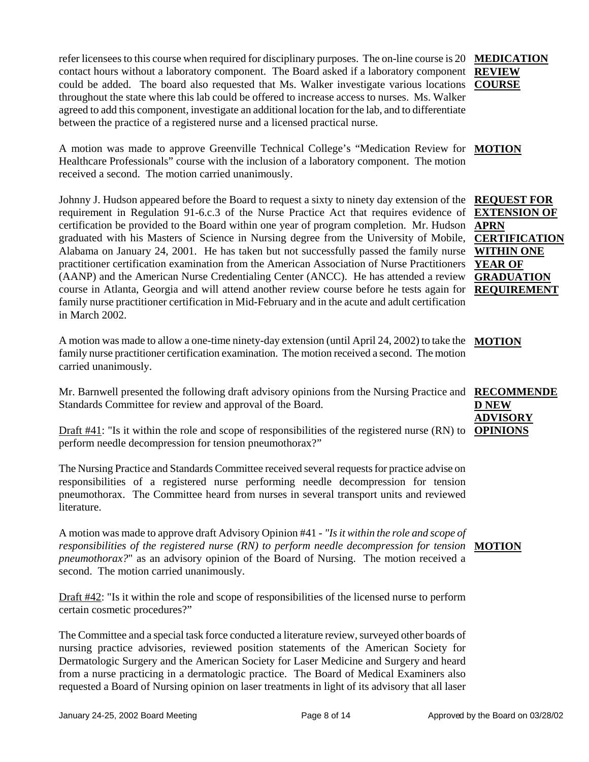refer licensees to this course when required for disciplinary purposes. The on-line course is 20 contact hours without a laboratory component. The Board asked if a laboratory component could be added. The board also requested that Ms. Walker investigate various locations throughout the state where this lab could be offered to increase access to nurses. Ms. Walker agreed to add this component, investigate an additional location for the lab, and to differentiate between the practice of a registered nurse and a licensed practical nurse.

**MEDICATION REVIEW COURSE**

A motion was made to approve Greenville Technical College's "Medication Review for Healthcare Professionals" course with the inclusion of a laboratory component. The motion received a second. The motion carried unanimously.

**MOTION**

Johnny J. Hudson appeared before the Board to request a sixty to ninety day extension of the requirement in Regulation 91-6.c.3 of the Nurse Practice Act that requires evidence of certification be provided to the Board within one year of program completion. Mr. Hudson graduated with his Masters of Science in Nursing degree from the University of Mobile, Alabama on January 24, 2001. He has taken but not successfully passed the family nurse practitioner certification examination from the American Association of Nurse Practitioners (AANP) and the American Nurse Credentialing Center (ANCC). He has attended a review course in Atlanta, Georgia and will attend another review course before he tests again for family nurse practitioner certification in Mid-February and in the acute and adult certification in March 2002.

**REQUEST FOR EXTENSION OF APRN CERTIFICATION WITHIN ONE YEAR OF GRADUATION REQUIREMENT**

A motion was made to allow a one-time ninety-day extension (until April 24, 2002) to take the family nurse practitioner certification examination. The motion received a second. The motion carried unanimously.

**MOTION**

Mr. Barnwell presented the following draft advisory opinions from the Nursing Practice and Standards Committee for review and approval of the Board.

**RECOMMENDED NEW ADVISORY OPINIONS**

Draft #41: "Is it within the role and scope of responsibilities of the registered nurse (RN) to perform needle decompression for tension pneumothorax?"

The Nursing Practice and Standards Committee received several requests for practice advise on responsibilities of a registered nurse performing needle decompression for tension pneumothorax. The Committee heard from nurses in several transport units and reviewed literature.

A motion was made to approve draft Advisory Opinion #41 - *"Is it within the role and scope of responsibilities of the registered nurse (RN) to perform needle decompression for tension pneumothorax?"* as an advisory opinion of the Board of Nursing. The motion received a second. The motion carried unanimously.

**MOTION**

Draft #42: "Is it within the role and scope of responsibilities of the licensed nurse to perform certain cosmetic procedures?"

The Committee and a special task force conducted a literature review, surveyed other boards of nursing practice advisories, reviewed position statements of the American Society for Dermatologic Surgery and the American Society for Laser Medicine and Surgery and heard from a nurse practicing in a dermatologic practice. The Board of Medical Examiners also requested a Board of Nursing opinion on laser treatments in light of its advisory that all laser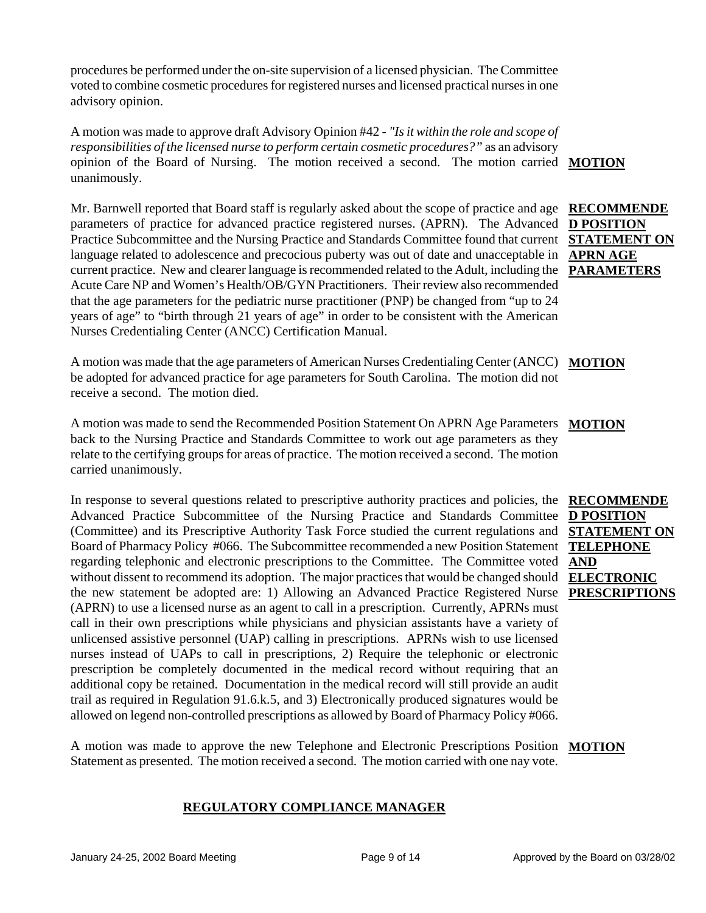procedures be performed under the on-site supervision of a licensed physician. The Committee voted to combine cosmetic procedures for registered nurses and licensed practical nurses in one advisory opinion.

**MOTION**

A motion was made to approve draft Advisory Opinion #42 - *"Is it within the role and scope of responsibilities of the licensed nurse to perform certain cosmetic procedures?"* as an advisory opinion of the Board of Nursing. The motion received a second. The motion carried unanimously.

**RECOMMENDED POSITION STATEMENT ON APRN AGE PARAMETERS**

Mr. Barnwell reported that Board staff is regularly asked about the scope of practice and age parameters of practice for advanced practice registered nurses. (APRN). The Advanced Practice Subcommittee and the Nursing Practice and Standards Committee found that current language related to adolescence and precocious puberty was out of date and unacceptable in current practice. New and clearer language is recommended related to the Adult, including the Acute Care NP and Women's Health/OB/GYN Practitioners. Their review also recommended that the age parameters for the pediatric nurse practitioner (PNP) be changed from "up to 24 years of age" to "birth through 21 years of age" in order to be consistent with the American Nurses Credentialing Center (ANCC) Certification Manual.

**MOTION**

A motion was made that the age parameters of American Nurses Credentialing Center (ANCC) be adopted for advanced practice for age parameters for South Carolina. The motion did not receive a second. The motion died.

**MOTION**

A motion was made to send the Recommended Position Statement On APRN Age Parameters back to the Nursing Practice and Standards Committee to work out age parameters as they relate to the certifying groups for areas of practice. The motion received a second. The motion carried unanimously.

**RECOMMENDED POSITION STATEMENT ON TELEPHONE AND ELECTRONIC PRESCRIPTIONS**

In response to several questions related to prescriptive authority practices and policies, the Advanced Practice Subcommittee of the Nursing Practice and Standards Committee (Committee) and its Prescriptive Authority Task Force studied the current regulations and Board of Pharmacy Policy #066. The Subcommittee recommended a new Position Statement regarding telephonic and electronic prescriptions to the Committee. The Committee voted without dissent to recommend its adoption. The major practices that would be changed should the new statement be adopted are: 1) Allowing an Advanced Practice Registered Nurse (APRN) to use a licensed nurse as an agent to call in a prescription. Currently, APRNs must call in their own prescriptions while physicians and physician assistants have a variety of unlicensed assistive personnel (UAP) calling in prescriptions. APRNs wish to use licensed nurses instead of UAPs to call in prescriptions, 2) Require the telephonic or electronic prescription be completely documented in the medical record without requiring that an additional copy be retained. Documentation in the medical record will still provide an audit trail as required in Regulation 91.6.k.5, and 3) Electronically produced signatures would be allowed on legend non-controlled prescriptions as allowed by Board of Pharmacy Policy #066.

**MOTION**

A motion was made to approve the new Telephone and Electronic Prescriptions Position Statement as presented. The motion received a second. The motion carried with one nay vote.

## REGULATORY COMPLIANCE MANAGER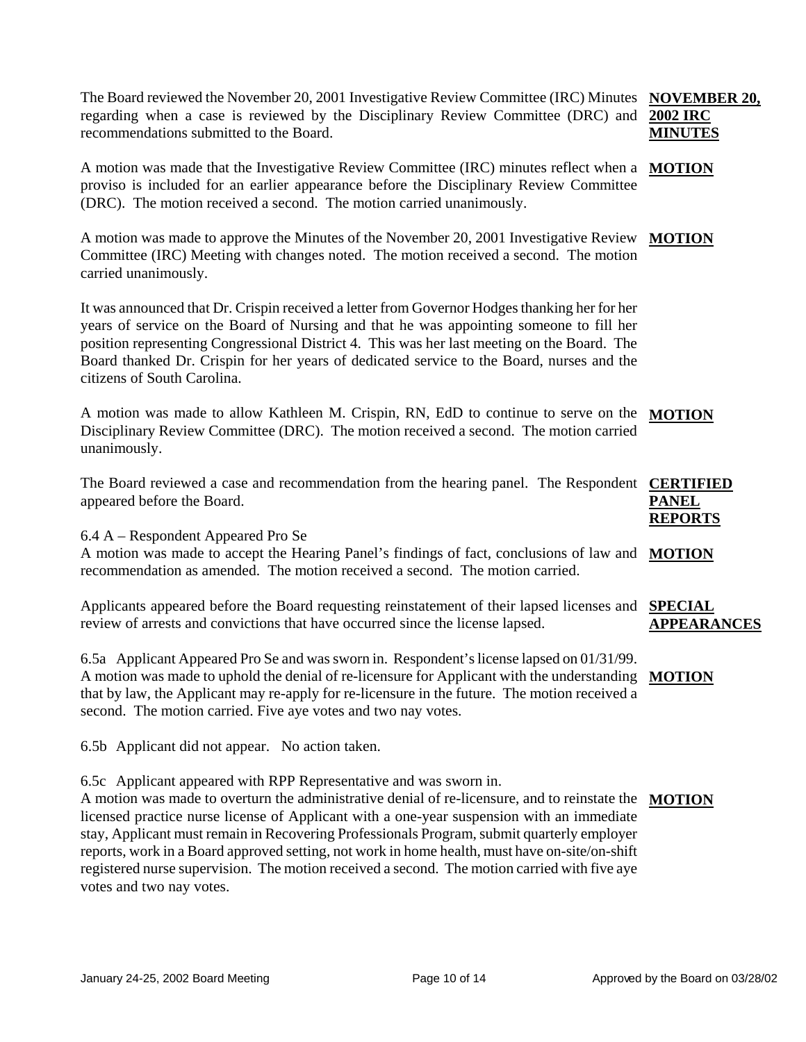**NOVEMBER 20, 2002 IRC MINUTES**

The Board reviewed the November 20, 2001 Investigative Review Committee (IRC) Minutes regarding when a case is reviewed by the Disciplinary Review Committee (DRC) and recommendations submitted to the Board.

**MOTION**

A motion was made that the Investigative Review Committee (IRC) minutes reflect when a proviso is included for an earlier appearance before the Disciplinary Review Committee (DRC). The motion received a second. The motion carried unanimously.

**MOTION**

A motion was made to approve the Minutes of the November 20, 2001 Investigative Review Committee (IRC) Meeting with changes noted. The motion received a second. The motion carried unanimously.

It was announced that Dr. Crispin received a letter from Governor Hodges thanking her for her years of service on the Board of Nursing and that he was appointing someone to fill her position representing Congressional District 4. This was her last meeting on the Board. The Board thanked Dr. Crispin for her years of dedicated service to the Board, nurses and the citizens of South Carolina.

**MOTION**

A motion was made to allow Kathleen M. Crispin, RN, EdD to continue to serve on the Disciplinary Review Committee (DRC). The motion received a second. The motion carried unanimously.

**CERTIFIED PANEL REPORTS**

The Board reviewed a case and recommendation from the hearing panel. The Respondent appeared before the Board.

6.4 A – Respondent Appeared Pro Se

**MOTION**

A motion was made to accept the Hearing Panel's findings of fact, conclusions of law and recommendation as amended. The motion received a second. The motion carried.

**SPECIAL APPEARANCES**

Applicants appeared before the Board requesting reinstatement of their lapsed licenses and review of arrests and convictions that have occurred since the license lapsed.

6.5a Applicant Appeared Pro Se and was sworn in. Respondent's license lapsed on 01/31/99.

**MOTION**

A motion was made to uphold the denial of re-licensure for Applicant with the understanding that by law, the Applicant may re-apply for re-licensure in the future. The motion received a second. The motion carried. Five aye votes and two nay votes.

6.5b Applicant did not appear. No action taken.

6.5c Applicant appeared with RPP Representative and was sworn in.

**MOTION**

A motion was made to overturn the administrative denial of re-licensure, and to reinstate the licensed practice nurse license of Applicant with a one-year suspension with an immediate stay, Applicant must remain in Recovering Professionals Program, submit quarterly employer reports, work in a Board approved setting, not work in home health, must have on-site/on-shift registered nurse supervision. The motion received a second. The motion carried with five aye votes and two nay votes.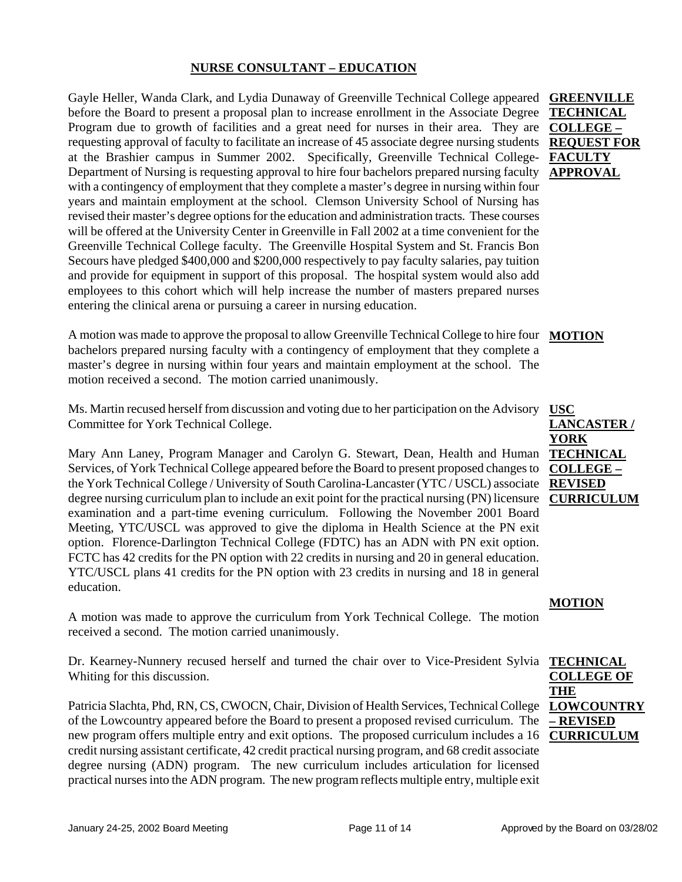## NURSE CONSULTANT – EDUCATION

**GREENVILLE TECHNICAL COLLEGE – REQUEST FOR FACULTY APPROVAL**

Gayle Heller, Wanda Clark, and Lydia Dunaway of Greenville Technical College appeared before the Board to present a proposal plan to increase enrollment in the Associate Degree Program due to growth of facilities and a great need for nurses in their area. They are requesting approval of faculty to facilitate an increase of 45 associate degree nursing students at the Brashier campus in Summer 2002. Specifically, Greenville Technical College-Department of Nursing is requesting approval to hire four bachelors prepared nursing faculty with a contingency of employment that they complete a master's degree in nursing within four years and maintain employment at the school. Clemson University School of Nursing has revised their master's degree options for the education and administration tracts. These courses will be offered at the University Center in Greenville in Fall 2002 at a time convenient for the Greenville Technical College faculty. The Greenville Hospital System and St. Francis Bon Secours have pledged $400,000 and $200,000 respectively to pay faculty salaries, pay tuition and provide for equipment in support of this proposal. The hospital system would also add employees to this cohort which will help increase the number of masters prepared nurses entering the clinical arena or pursuing a career in nursing education.

**MOTION**

A motion was made to approve the proposal to allow Greenville Technical College to hire four bachelors prepared nursing faculty with a contingency of employment that they complete a master's degree in nursing within four years and maintain employment at the school. The motion received a second. The motion carried unanimously.

**USC LANCASTER / YORK TECHNICAL COLLEGE – REVISED CURRICULUM**

Ms. Martin recused herself from discussion and voting due to her participation on the Advisory Committee for York Technical College.

Mary Ann Laney, Program Manager and Carolyn G. Stewart, Dean, Health and Human Services, of York Technical College appeared before the Board to present proposed changes to the York Technical College / University of South Carolina-Lancaster (YTC / USCL) associate degree nursing curriculum plan to include an exit point for the practical nursing (PN) licensure examination and a part-time evening curriculum. Following the November 2001 Board Meeting, YTC/USCL was approved to give the diploma in Health Science at the PN exit option. Florence-Darlington Technical College (FDTC) has an ADN with PN exit option. FCTC has 42 credits for the PN option with 22 credits in nursing and 20 in general education. YTC/USCL plans 41 credits for the PN option with 23 credits in nursing and 18 in general education.

**MOTION**

A motion was made to approve the curriculum from York Technical College. The motion received a second. The motion carried unanimously.

**TECHNICAL COLLEGE OF THE LOWCOUNTRY – REVISED CURRICULUM**

Dr. Kearney-Nunnery recused herself and turned the chair over to Vice-President Sylvia Whiting for this discussion.

Patricia Slachta, Phd, RN, CS, CWOCN, Chair, Division of Health Services, Technical College of the Lowcountry appeared before the Board to present a proposed revised curriculum. The new program offers multiple entry and exit options. The proposed curriculum includes a 16 credit nursing assistant certificate, 42 credit practical nursing program, and 68 credit associate degree nursing (ADN) program. The new curriculum includes articulation for licensed practical nurses into the ADN program. The new program reflects multiple entry, multiple exit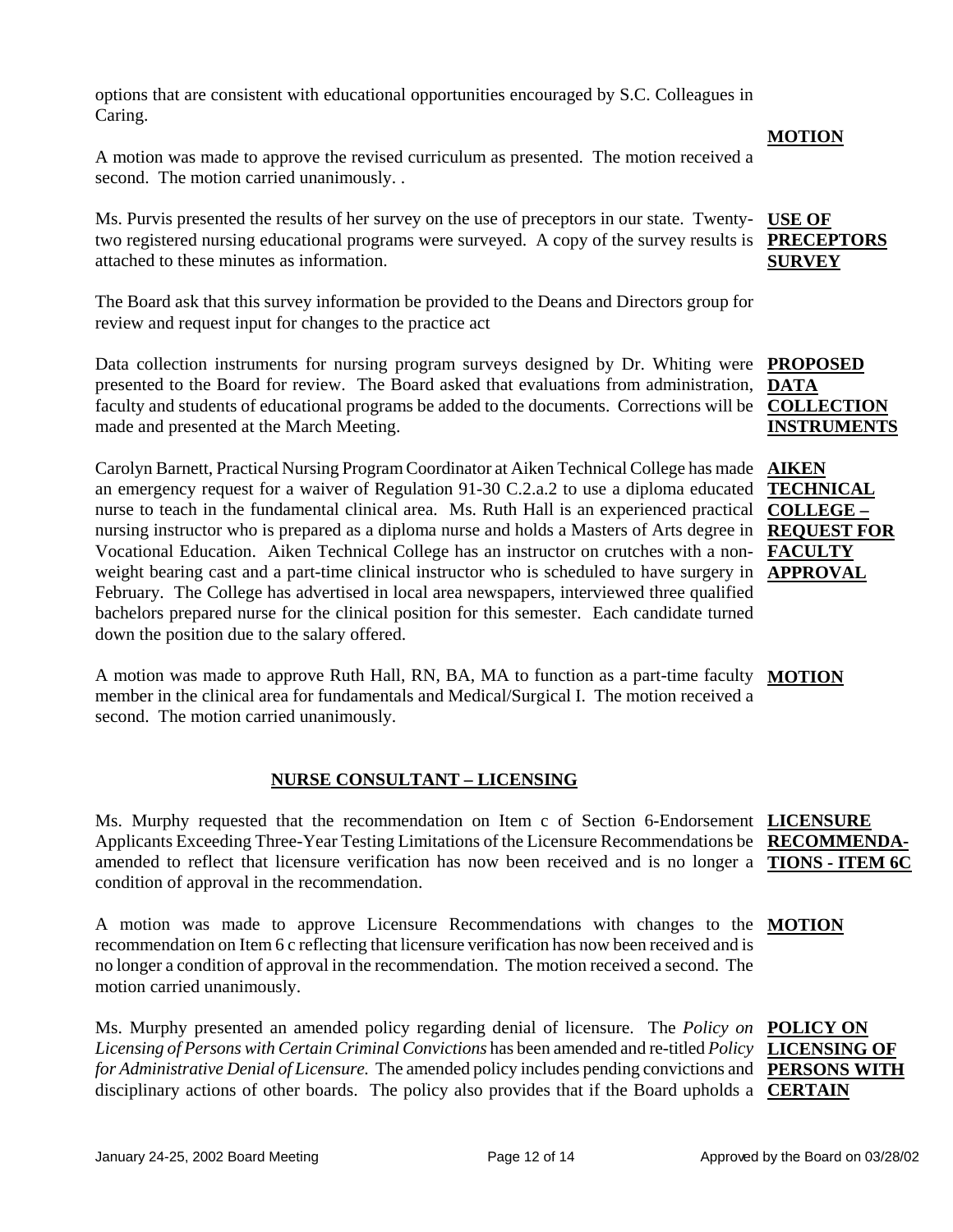options that are consistent with educational opportunities encouraged by S.C. Colleagues in Caring.

**MOTION**

A motion was made to approve the revised curriculum as presented. The motion received a second. The motion carried unanimously. .

**USE OF PRECEPTORS SURVEY**

Ms. Purvis presented the results of her survey on the use of preceptors in our state. Twenty-two registered nursing educational programs were surveyed. A copy of the survey results is attached to these minutes as information.

The Board ask that this survey information be provided to the Deans and Directors group for review and request input for changes to the practice act

**PROPOSED DATA COLLECTION INSTRUMENTS**

Data collection instruments for nursing program surveys designed by Dr. Whiting were presented to the Board for review. The Board asked that evaluations from administration, faculty and students of educational programs be added to the documents. Corrections will be made and presented at the March Meeting.

**AIKEN TECHNICAL COLLEGE – REQUEST FOR FACULTY APPROVAL**

Carolyn Barnett, Practical Nursing Program Coordinator at Aiken Technical College has made an emergency request for a waiver of Regulation 91-30 C.2.a.2 to use a diploma educated nurse to teach in the fundamental clinical area. Ms. Ruth Hall is an experienced practical nursing instructor who is prepared as a diploma nurse and holds a Masters of Arts degree in Vocational Education. Aiken Technical College has an instructor on crutches with a non-weight bearing cast and a part-time clinical instructor who is scheduled to have surgery in February. The College has advertised in local area newspapers, interviewed three qualified bachelors prepared nurse for the clinical position for this semester. Each candidate turned down the position due to the salary offered.

**MOTION**

A motion was made to approve Ruth Hall, RN, BA, MA to function as a part-time faculty member in the clinical area for fundamentals and Medical/Surgical I. The motion received a second. The motion carried unanimously.

## NURSE CONSULTANT – LICENSING

**LICENSURE RECOMMENDA-TIONS - ITEM 6C**

Ms. Murphy requested that the recommendation on Item c of Section 6-Endorsement Applicants Exceeding Three-Year Testing Limitations of the Licensure Recommendations be amended to reflect that licensure verification has now been received and is no longer a condition of approval in the recommendation.

**MOTION**

A motion was made to approve Licensure Recommendations with changes to the recommendation on Item 6 c reflecting that licensure verification has now been received and is no longer a condition of approval in the recommendation. The motion received a second. The motion carried unanimously.

**POLICY ON LICENSING OF PERSONS WITH CERTAIN**

Ms. Murphy presented an amended policy regarding denial of licensure. The *Policy on Licensing of Persons with Certain Criminal Convictions* has been amended and re-titled *Policy for Administrative Denial of Licensure.* The amended policy includes pending convictions and disciplinary actions of other boards. The policy also provides that if the Board upholds a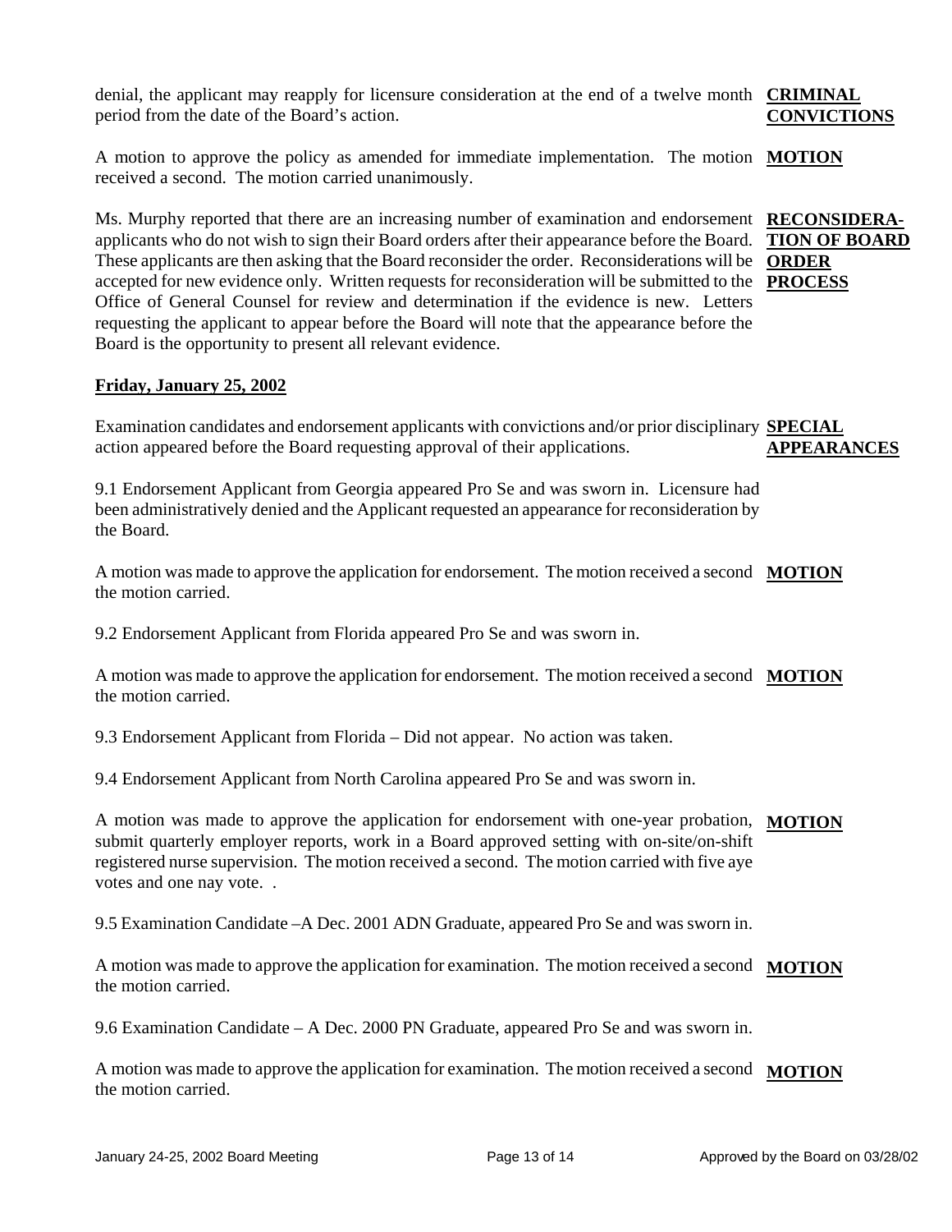denial, the applicant may reapply for licensure consideration at the end of a twelve month period from the date of the Board's action.

**CRIMINAL CONVICTIONS**

A motion to approve the policy as amended for immediate implementation. The motion received a second. The motion carried unanimously.

**MOTION**

Ms. Murphy reported that there are an increasing number of examination and endorsement applicants who do not wish to sign their Board orders after their appearance before the Board. These applicants are then asking that the Board reconsider the order. Reconsiderations will be accepted for new evidence only. Written requests for reconsideration will be submitted to the Office of General Counsel for review and determination if the evidence is new. Letters requesting the applicant to appear before the Board will note that the appearance before the Board is the opportunity to present all relevant evidence.

**RECONSIDERATION OF BOARD ORDER PROCESS**

## Friday, January 25, 2002

Examination candidates and endorsement applicants with convictions and/or prior disciplinary action appeared before the Board requesting approval of their applications.

**SPECIAL APPEARANCES**

9.1 Endorsement Applicant from Georgia appeared Pro Se and was sworn in. Licensure had been administratively denied and the Applicant requested an appearance for reconsideration by the Board.

A motion was made to approve the application for endorsement. The motion received a second the motion carried.

**MOTION**

9.2 Endorsement Applicant from Florida appeared Pro Se and was sworn in.

A motion was made to approve the application for endorsement. The motion received a second the motion carried.

**MOTION**

9.3 Endorsement Applicant from Florida – Did not appear. No action was taken.

9.4 Endorsement Applicant from North Carolina appeared Pro Se and was sworn in.

A motion was made to approve the application for endorsement with one-year probation, submit quarterly employer reports, work in a Board approved setting with on-site/on-shift registered nurse supervision. The motion received a second. The motion carried with five aye votes and one nay vote. .

**MOTION**

9.5 Examination Candidate –A Dec. 2001 ADN Graduate, appeared Pro Se and was sworn in.

A motion was made to approve the application for examination. The motion received a second the motion carried.

**MOTION**

9.6 Examination Candidate – A Dec. 2000 PN Graduate, appeared Pro Se and was sworn in.

A motion was made to approve the application for examination. The motion received a second the motion carried.

**MOTION**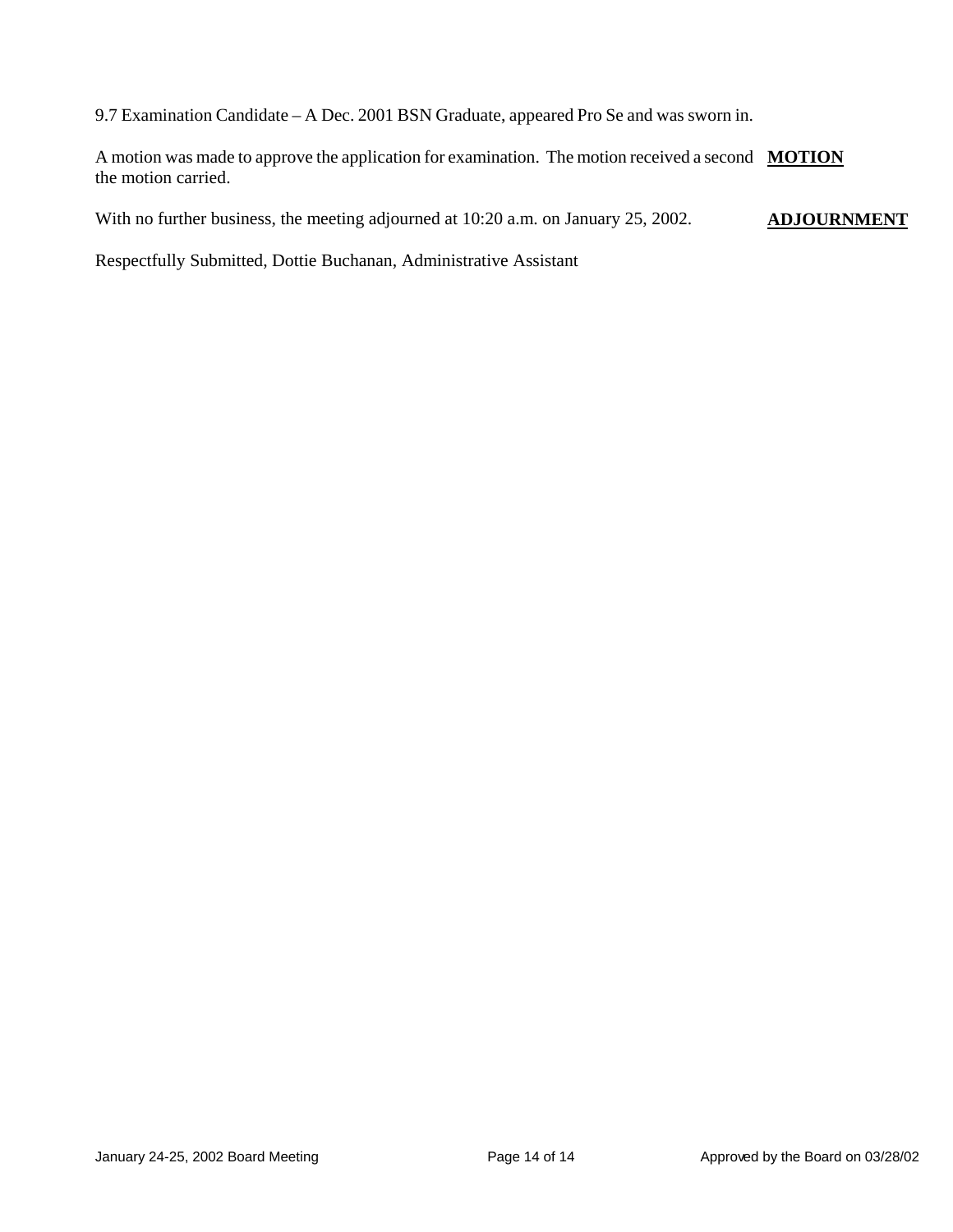9.7 Examination Candidate – A Dec. 2001 BSN Graduate, appeared Pro Se and was sworn in.

A motion was made to approve the application for examination. The motion received a second the motion carried. **MOTION**

With no further business, the meeting adjourned at 10:20 a.m. on January 25, 2002. **ADJOURNMENT**

Respectfully Submitted, Dottie Buchanan, Administrative Assistant